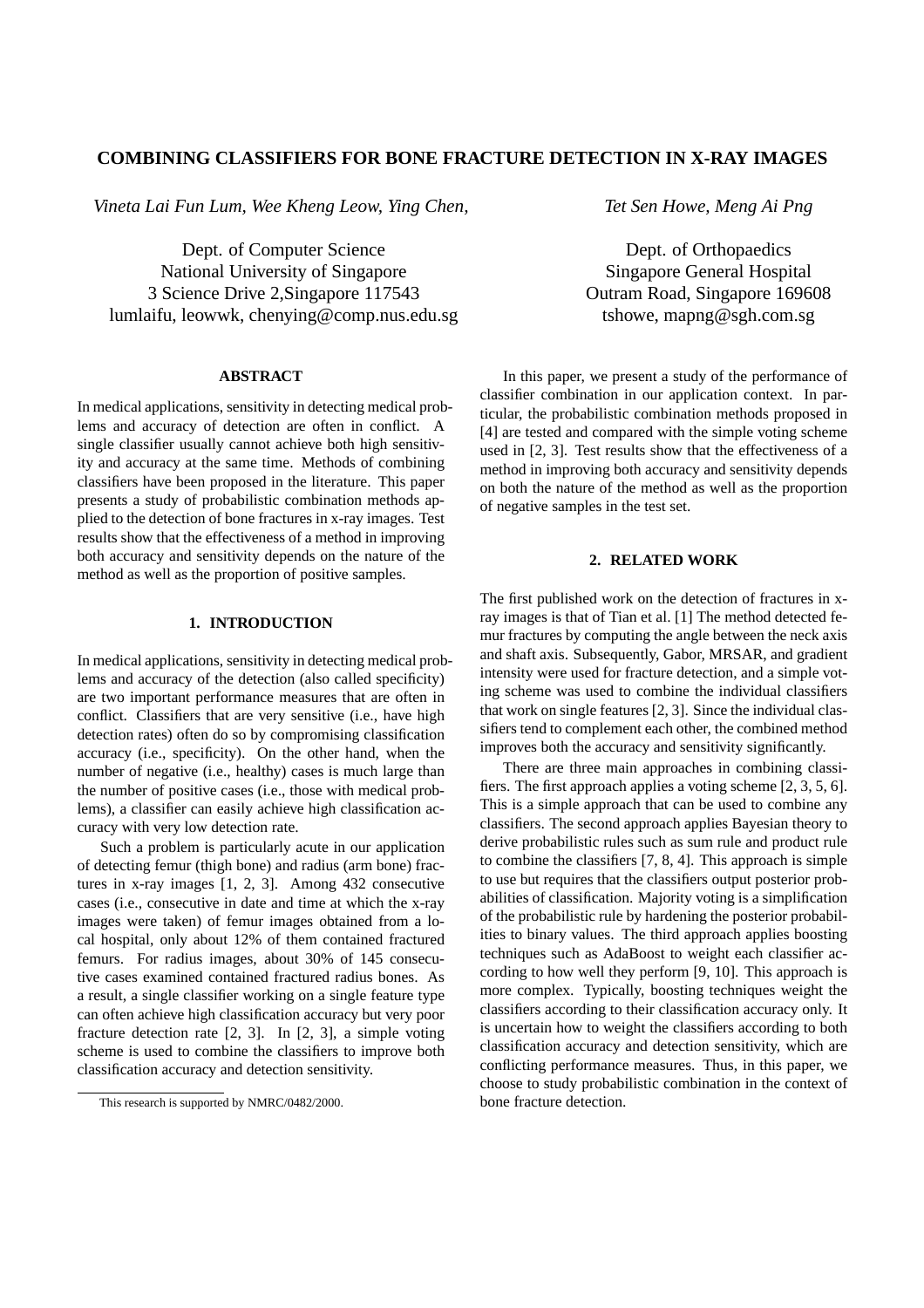# COMBINING CLASSIFIERS FOR BONE FRACTURE DETECTION IN X-RAY IMAGES

*Vineta Lai Fun Lum, Wee Kheng Leow, Ying Chen,*

Dept. of Computer Science
National University of Singapore
3 Science Drive 2,Singapore 117543
lumlaifu, leowwk, chenying@comp.nus.edu.sg

*Tet Sen Howe, Meng Ai Png*

Dept. of Orthopaedics
Singapore General Hospital
Outram Road, Singapore 169608
tshowe, mapng@sgh.com.sg

## ABSTRACT

In medical applications, sensitivity in detecting medical problems and accuracy of detection are often in conflict. A single classifier usually cannot achieve both high sensitivity and accuracy at the same time. Methods of combining classifiers have been proposed in the literature. This paper presents a study of probabilistic combination methods applied to the detection of bone fractures in x-ray images. Test results show that the effectiveness of a method in improving both accuracy and sensitivity depends on the nature of the method as well as the proportion of positive samples.

## 1. INTRODUCTION

In medical applications, sensitivity in detecting medical problems and accuracy of the detection (also called specificity) are two important performance measures that are often in conflict. Classifiers that are very sensitive (i.e., have high detection rates) often do so by compromising classification accuracy (i.e., specificity). On the other hand, when the number of negative (i.e., healthy) cases is much large than the number of positive cases (i.e., those with medical problems), a classifier can easily achieve high classification accuracy with very low detection rate.

Such a problem is particularly acute in our application of detecting femur (thigh bone) and radius (arm bone) fractures in x-ray images [1, 2, 3]. Among 432 consecutive cases (i.e., consecutive in date and time at which the x-ray images were taken) of femur images obtained from a local hospital, only about 12% of them contained fractured femurs. For radius images, about 30% of 145 consecutive cases examined contained fractured radius bones. As a result, a single classifier working on a single feature type can often achieve high classification accuracy but very poor fracture detection rate [2, 3]. In [2, 3], a simple voting scheme is used to combine the classifiers to improve both classification accuracy and detection sensitivity.

This research is supported by NMRC/0482/2000.

In this paper, we present a study of the performance of classifier combination in our application context. In particular, the probabilistic combination methods proposed in [4] are tested and compared with the simple voting scheme used in [2, 3]. Test results show that the effectiveness of a method in improving both accuracy and sensitivity depends on both the nature of the method as well as the proportion of negative samples in the test set.

## 2. RELATED WORK

The first published work on the detection of fractures in x-ray images is that of Tian et al. [1] The method detected femur fractures by computing the angle between the neck axis and shaft axis. Subsequently, Gabor, MRSAR, and gradient intensity were used for fracture detection, and a simple voting scheme was used to combine the individual classifiers that work on single features [2, 3]. Since the individual classifiers tend to complement each other, the combined method improves both the accuracy and sensitivity significantly.

There are three main approaches in combining classifiers. The first approach applies a voting scheme [2, 3, 5, 6]. This is a simple approach that can be used to combine any classifiers. The second approach applies Bayesian theory to derive probabilistic rules such as sum rule and product rule to combine the classifiers [7, 8, 4]. This approach is simple to use but requires that the classifiers output posterior probabilities of classification. Majority voting is a simplification of the probabilistic rule by hardening the posterior probabilities to binary values. The third approach applies boosting techniques such as AdaBoost to weight each classifier according to how well they perform [9, 10]. This approach is more complex. Typically, boosting techniques weight the classifiers according to their classification accuracy only. It is uncertain how to weight the classifiers according to both classification accuracy and detection sensitivity, which are conflicting performance measures. Thus, in this paper, we choose to study probabilistic combination in the context of bone fracture detection.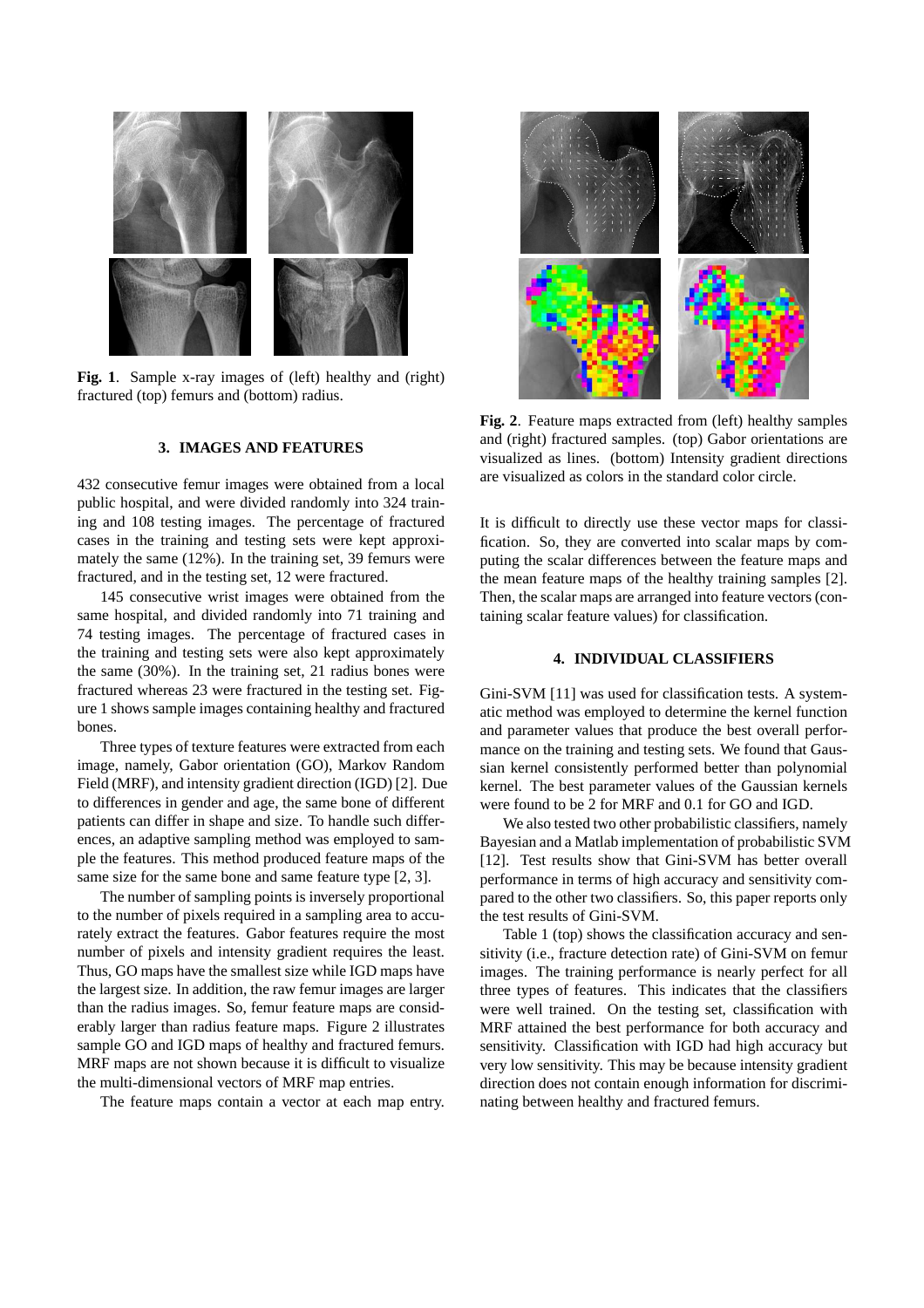**Fig. 1**. Sample x-ray images of (left) healthy and (right) fractured (top) femurs and (bottom) radius.

### 3. IMAGES AND FEATURES

432 consecutive femur images were obtained from a local public hospital, and were divided randomly into 324 training and 108 testing images. The percentage of fractured cases in the training and testing sets were kept approximately the same (12%). In the training set, 39 femurs were fractured, and in the testing set, 12 were fractured.

145 consecutive wrist images were obtained from the same hospital, and divided randomly into 71 training and 74 testing images. The percentage of fractured cases in the training and testing sets were also kept approximately the same (30%). In the training set, 21 radius bones were fractured whereas 23 were fractured in the testing set. Figure 1 shows sample images containing healthy and fractured bones.

Three types of texture features were extracted from each image, namely, Gabor orientation (GO), Markov Random Field (MRF), and intensity gradient direction (IGD) [2]. Due to differences in gender and age, the same bone of different patients can differ in shape and size. To handle such differences, an adaptive sampling method was employed to sample the features. This method produced feature maps of the same size for the same bone and same feature type [2, 3].

The number of sampling points is inversely proportional to the number of pixels required in a sampling area to accurately extract the features. Gabor features require the most number of pixels and intensity gradient requires the least. Thus, GO maps have the smallest size while IGD maps have the largest size. In addition, the raw femur images are larger than the radius images. So, femur feature maps are considerably larger than radius feature maps. Figure 2 illustrates sample GO and IGD maps of healthy and fractured femurs. MRF maps are not shown because it is difficult to visualize the multi-dimensional vectors of MRF map entries.

The feature maps contain a vector at each map entry. It is difficult to directly use these vector maps for classification. So, they are converted into scalar maps by computing the scalar differences between the feature maps and the mean feature maps of the healthy training samples [2]. Then, the scalar maps are arranged into feature vectors (containing scalar feature values) for classification.

**Fig. 2**. Feature maps extracted from (left) healthy samples and (right) fractured samples. (top) Gabor orientations are visualized as lines. (bottom) Intensity gradient directions are visualized as colors in the standard color circle.

### 4. INDIVIDUAL CLASSIFIERS

Gini-SVM [11] was used for classification tests. A systematic method was employed to determine the kernel function and parameter values that produce the best overall performance on the training and testing sets. We found that Gaussian kernel consistently performed better than polynomial kernel. The best parameter values of the Gaussian kernels were found to be 2 for MRF and 0.1 for GO and IGD.

We also tested two other probabilistic classifiers, namely Bayesian and a Matlab implementation of probabilistic SVM [12]. Test results show that Gini-SVM has better overall performance in terms of high accuracy and sensitivity compared to the other two classifiers. So, this paper reports only the test results of Gini-SVM.

Table 1 (top) shows the classification accuracy and sensitivity (i.e., fracture detection rate) of Gini-SVM on femur images. The training performance is nearly perfect for all three types of features. This indicates that the classifiers were well trained. On the testing set, classification with MRF attained the best performance for both accuracy and sensitivity. Classification with IGD had high accuracy but very low sensitivity. This may be because intensity gradient direction does not contain enough information for discriminating between healthy and fractured femurs.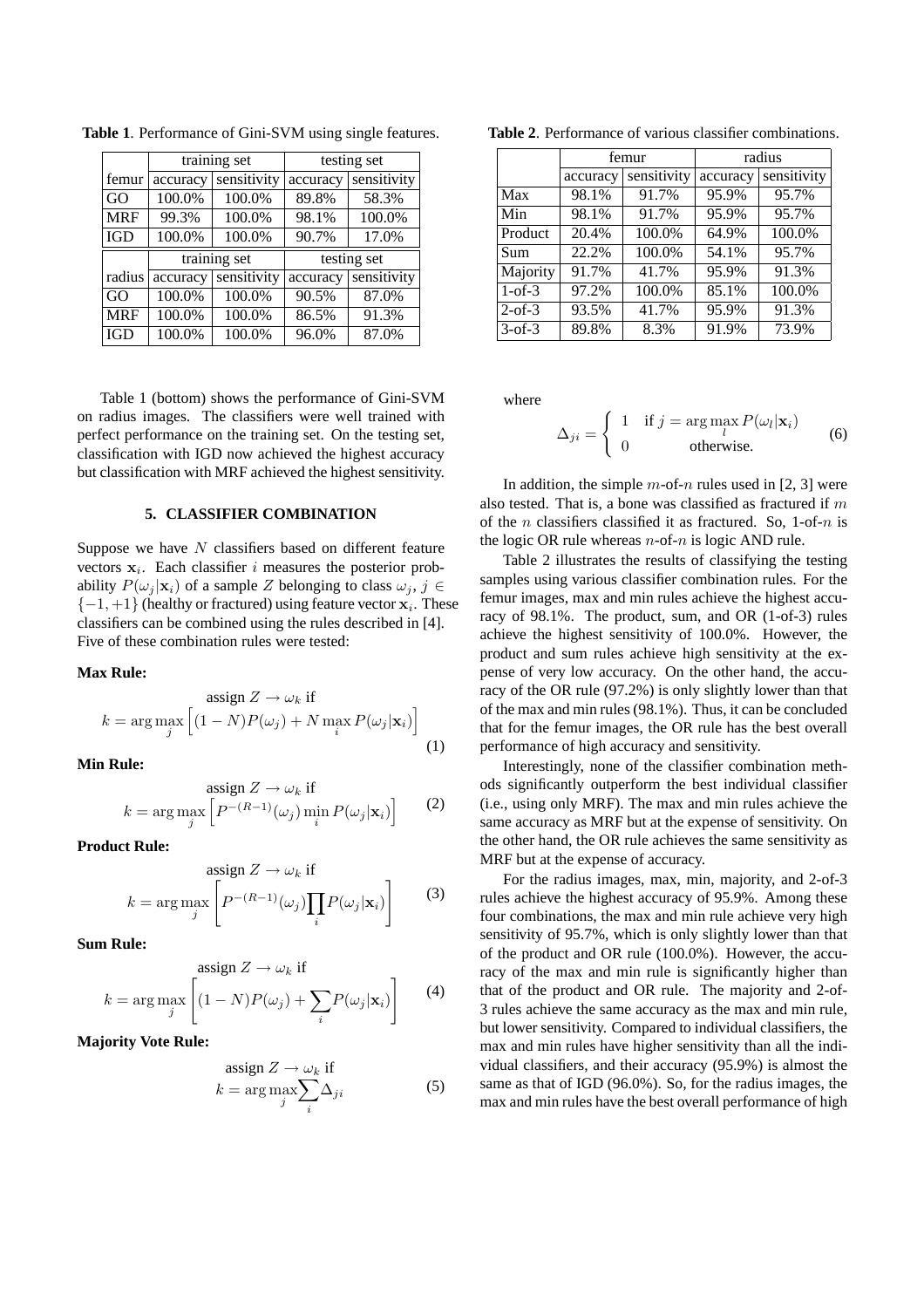**Table 1**. Performance of Gini-SVM using single features.

| femur | training set | | testing set | |
|---|---|---|---|---|
| | accuracy | sensitivity | accuracy | sensitivity |
| GO | 100.0% | 100.0% | 89.8% | 58.3% |
| MRF | 99.3% | 100.0% | 98.1% | 100.0% |
| IGD | 100.0% | 100.0% | 90.7% | 17.0% |

| radius | training set | | testing set | |
|---|---|---|---|---|
| | accuracy | sensitivity | accuracy | sensitivity |
| GO | 100.0% | 100.0% | 90.5% | 87.0% |
| MRF | 100.0% | 100.0% | 86.5% | 91.3% |
| IGD | 100.0% | 100.0% | 96.0% | 87.0% |

Table 1 (bottom) shows the performance of Gini-SVM on radius images. The classifiers were well trained with perfect performance on the training set. On the testing set, classification with IGD now achieved the highest accuracy but classification with MRF achieved the highest sensitivity.

## 5. CLASSIFIER COMBINATION

Suppose we have $N$ classifiers based on different feature vectors $\mathbf{x}_i$. Each classifier $i$ measures the posterior probability $P(\omega_j|\mathbf{x}_i)$ of a sample $Z$ belonging to class $\omega_j$, $j \in \{-1, +1\}$ (healthy or fractured) using feature vector $\mathbf{x}_i$. These classifiers can be combined using the rules described in [4]. Five of these combination rules were tested:

**Max Rule:**

$$\text{assign } Z \rightarrow \omega_k \text{ if}$$
$$k = \arg\max_j \left[(1-N)P(\omega_j) + N \max_i P(\omega_j|\mathbf{x}_i)\right] \tag{1}$$

**Min Rule:**

$$\text{assign } Z \rightarrow \omega_k \text{ if}$$
$$k = \arg\max_j \left[P^{-(R-1)}(\omega_j) \min_i P(\omega_j|\mathbf{x}_i)\right] \tag{2}$$

**Product Rule:**

$$\text{assign } Z \rightarrow \omega_k \text{ if}$$
$$k = \arg\max_j \left[P^{-(R-1)}(\omega_j) \prod_i P(\omega_j|\mathbf{x}_i)\right] \tag{3}$$

**Sum Rule:**

$$\text{assign } Z \rightarrow \omega_k \text{ if}$$
$$k = \arg\max_j \left[(1-N)P(\omega_j) + \sum_i P(\omega_j|\mathbf{x}_i)\right] \tag{4}$$

**Majority Vote Rule:**

$$\text{assign } Z \rightarrow \omega_k \text{ if}$$
$$k = \arg\max_j \sum_i \Delta_{ji} \tag{5}$$

**Table 2**. Performance of various classifier combinations.

| | femur | | radius | |
|---|---|---|---|---|
| | accuracy | sensitivity | accuracy | sensitivity |
| Max | 98.1% | 91.7% | 95.9% | 95.7% |
| Min | 98.1% | 91.7% | 95.9% | 95.7% |
| Product | 20.4% | 100.0% | 64.9% | 100.0% |
| Sum | 22.2% | 100.0% | 54.1% | 95.7% |
| Majority | 91.7% | 41.7% | 95.9% | 91.3% |
| 1-of-3 | 97.2% | 100.0% | 85.1% | 100.0% |
| 2-of-3 | 93.5% | 41.7% | 95.9% | 91.3% |
| 3-of-3 | 89.8% | 8.3% | 91.9% | 73.9% |

where

$$\Delta_{ji} = \begin{cases} 1 & \text{if } j = \arg\max_l P(\omega_l|\mathbf{x}_i) \\ 0 & \text{otherwise.} \end{cases} \tag{6}$$

In addition, the simple $m$-of-$n$ rules used in [2, 3] were also tested. That is, a bone was classified as fractured if $m$ of the $n$ classifiers classified it as fractured. So, 1-of-$n$ is the logic OR rule whereas $n$-of-$n$ is logic AND rule.

Table 2 illustrates the results of classifying the testing samples using various classifier combination rules. For the femur images, max and min rules achieve the highest accuracy of 98.1%. The product, sum, and OR (1-of-3) rules achieve the highest sensitivity of 100.0%. However, the product and sum rules achieve high sensitivity at the expense of very low accuracy. On the other hand, the accuracy of the OR rule (97.2%) is only slightly lower than that of the max and min rules (98.1%). Thus, it can be concluded that for the femur images, the OR rule has the best overall performance of high accuracy and sensitivity.

Interestingly, none of the classifier combination methods significantly outperform the best individual classifier (i.e., using only MRF). The max and min rules achieve the same accuracy as MRF but at the expense of sensitivity. On the other hand, the OR rule achieves the same sensitivity as MRF but at the expense of accuracy.

For the radius images, max, min, majority, and 2-of-3 rules achieve the highest accuracy of 95.9%. Among these four combinations, the max and min rule achieve very high sensitivity of 95.7%, which is only slightly lower than that of the product and OR rule (100.0%). However, the accuracy of the max and min rule is significantly higher than that of the product and OR rule. The majority and 2-of-3 rules achieve the same accuracy as the max and min rule, but lower sensitivity. Compared to individual classifiers, the max and min rules have higher sensitivity than all the individual classifiers, and their accuracy (95.9%) is almost the same as that of IGD (96.0%). So, for the radius images, the max and min rules have the best overall performance of high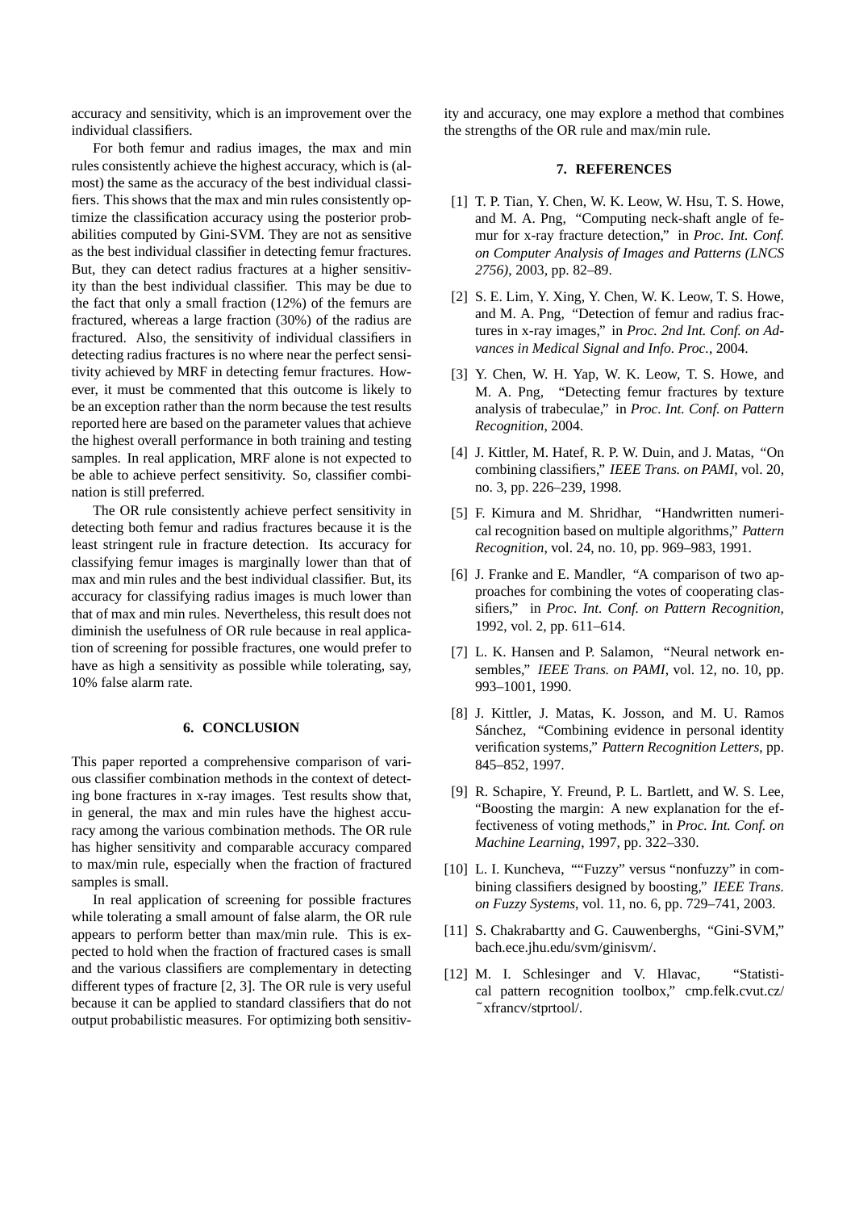accuracy and sensitivity, which is an improvement over the individual classifiers.

For both femur and radius images, the max and min rules consistently achieve the highest accuracy, which is (almost) the same as the accuracy of the best individual classifiers. This shows that the max and min rules consistently optimize the classification accuracy using the posterior probabilities computed by Gini-SVM. They are not as sensitive as the best individual classifier in detecting femur fractures. But, they can detect radius fractures at a higher sensitivity than the best individual classifier. This may be due to the fact that only a small fraction (12%) of the femurs are fractured, whereas a large fraction (30%) of the radius are fractured. Also, the sensitivity of individual classifiers in detecting radius fractures is no where near the perfect sensitivity achieved by MRF in detecting femur fractures. However, it must be commented that this outcome is likely to be an exception rather than the norm because the test results reported here are based on the parameter values that achieve the highest overall performance in both training and testing samples. In real application, MRF alone is not expected to be able to achieve perfect sensitivity. So, classifier combination is still preferred.

The OR rule consistently achieve perfect sensitivity in detecting both femur and radius fractures because it is the least stringent rule in fracture detection. Its accuracy for classifying femur images is marginally lower than that of max and min rules and the best individual classifier. But, its accuracy for classifying radius images is much lower than that of max and min rules. Nevertheless, this result does not diminish the usefulness of OR rule because in real application of screening for possible fractures, one would prefer to have as high a sensitivity as possible while tolerating, say, 10% false alarm rate.

## 6. CONCLUSION

This paper reported a comprehensive comparison of various classifier combination methods in the context of detecting bone fractures in x-ray images. Test results show that, in general, the max and min rules have the highest accuracy among the various combination methods. The OR rule has higher sensitivity and comparable accuracy compared to max/min rule, especially when the fraction of fractured samples is small.

In real application of screening for possible fractures while tolerating a small amount of false alarm, the OR rule appears to perform better than max/min rule. This is expected to hold when the fraction of fractured cases is small and the various classifiers are complementary in detecting different types of fracture [2, 3]. The OR rule is very useful because it can be applied to standard classifiers that do not output probabilistic measures. For optimizing both sensitivity and accuracy, one may explore a method that combines the strengths of the OR rule and max/min rule.

## 7. REFERENCES

[1] T. P. Tian, Y. Chen, W. K. Leow, W. Hsu, T. S. Howe, and M. A. Png, "Computing neck-shaft angle of femur for x-ray fracture detection," in *Proc. Int. Conf. on Computer Analysis of Images and Patterns (LNCS 2756)*, 2003, pp. 82–89.

[2] S. E. Lim, Y. Xing, Y. Chen, W. K. Leow, T. S. Howe, and M. A. Png, "Detection of femur and radius fractures in x-ray images," in *Proc. 2nd Int. Conf. on Advances in Medical Signal and Info. Proc.*, 2004.

[3] Y. Chen, W. H. Yap, W. K. Leow, T. S. Howe, and M. A. Png, "Detecting femur fractures by texture analysis of trabeculae," in *Proc. Int. Conf. on Pattern Recognition*, 2004.

[4] J. Kittler, M. Hatef, R. P. W. Duin, and J. Matas, "On combining classifiers," *IEEE Trans. on PAMI*, vol. 20, no. 3, pp. 226–239, 1998.

[5] F. Kimura and M. Shridhar, "Handwritten numerical recognition based on multiple algorithms," *Pattern Recognition*, vol. 24, no. 10, pp. 969–983, 1991.

[6] J. Franke and E. Mandler, "A comparison of two approaches for combining the votes of cooperating classifiers," in *Proc. Int. Conf. on Pattern Recognition*, 1992, vol. 2, pp. 611–614.

[7] L. K. Hansen and P. Salamon, "Neural network ensembles," *IEEE Trans. on PAMI*, vol. 12, no. 10, pp. 993–1001, 1990.

[8] J. Kittler, J. Matas, K. Josson, and M. U. Ramos Sánchez, "Combining evidence in personal identity verification systems," *Pattern Recognition Letters*, pp. 845–852, 1997.

[9] R. Schapire, Y. Freund, P. L. Bartlett, and W. S. Lee, "Boosting the margin: A new explanation for the effectiveness of voting methods," in *Proc. Int. Conf. on Machine Learning*, 1997, pp. 322–330.

[10] L. I. Kuncheva, ""Fuzzy" versus "nonfuzzy" in combining classifiers designed by boosting," *IEEE Trans. on Fuzzy Systems*, vol. 11, no. 6, pp. 729–741, 2003.

[11] S. Chakrabartty and G. Cauwenberghs, "Gini-SVM," bach.ece.jhu.edu/svm/ginisvm/.

[12] M. I. Schlesinger and V. Hlavac, "Statistical pattern recognition toolbox," cmp.felk.cvut.cz/˜xfrancv/stprtool/.